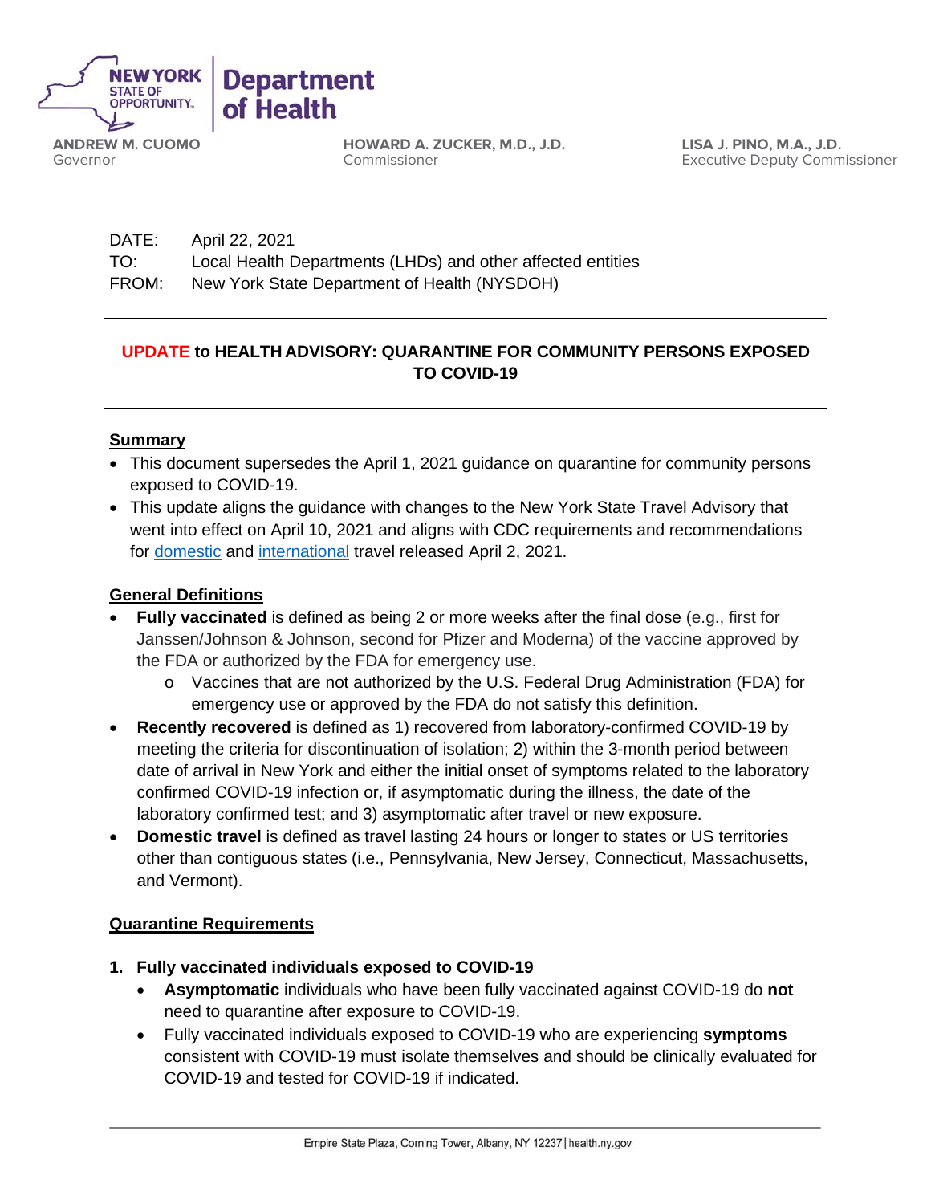NEW YORK STATE OF OPPORTUNITY. | Department of Health

**ANDREW M. CUOMO**
Governor

**HOWARD A. ZUCKER, M.D., J.D.**
Commissioner

**LISA J. PINO, M.A., J.D.**
Executive Deputy Commissioner

DATE: April 22, 2021
TO: Local Health Departments (LHDs) and other affected entities
FROM: New York State Department of Health (NYSDOH)

# UPDATE to HEALTH ADVISORY: QUARANTINE FOR COMMUNITY PERSONS EXPOSED TO COVID-19

## Summary

- This document supersedes the April 1, 2021 guidance on quarantine for community persons exposed to COVID-19.
- This update aligns the guidance with changes to the New York State Travel Advisory that went into effect on April 10, 2021 and aligns with CDC requirements and recommendations for domestic and international travel released April 2, 2021.

## General Definitions

- **Fully vaccinated** is defined as being 2 or more weeks after the final dose (e.g., first for Janssen/Johnson & Johnson, second for Pfizer and Moderna) of the vaccine approved by the FDA or authorized by the FDA for emergency use.
  - Vaccines that are not authorized by the U.S. Federal Drug Administration (FDA) for emergency use or approved by the FDA do not satisfy this definition.
- **Recently recovered** is defined as 1) recovered from laboratory-confirmed COVID-19 by meeting the criteria for discontinuation of isolation; 2) within the 3-month period between date of arrival in New York and either the initial onset of symptoms related to the laboratory confirmed COVID-19 infection or, if asymptomatic during the illness, the date of the laboratory confirmed test; and 3) asymptomatic after travel or new exposure.
- **Domestic travel** is defined as travel lasting 24 hours or longer to states or US territories other than contiguous states (i.e., Pennsylvania, New Jersey, Connecticut, Massachusetts, and Vermont).

## Quarantine Requirements

1. **Fully vaccinated individuals exposed to COVID-19**
   - **Asymptomatic** individuals who have been fully vaccinated against COVID-19 do **not** need to quarantine after exposure to COVID-19.
   - Fully vaccinated individuals exposed to COVID-19 who are experiencing **symptoms** consistent with COVID-19 must isolate themselves and should be clinically evaluated for COVID-19 and tested for COVID-19 if indicated.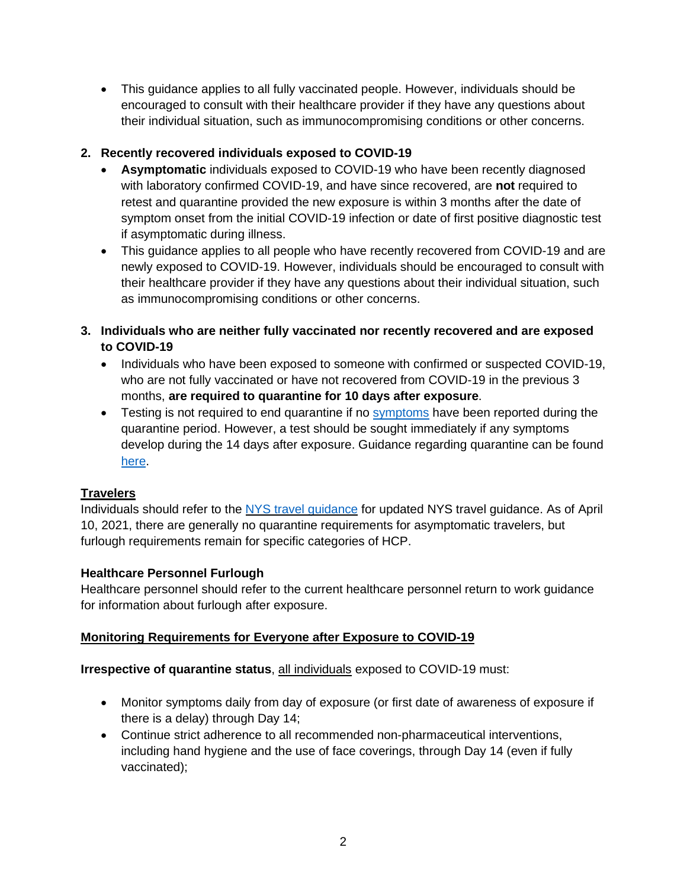- This guidance applies to all fully vaccinated people. However, individuals should be encouraged to consult with their healthcare provider if they have any questions about their individual situation, such as immunocompromising conditions or other concerns.

**2. Recently recovered individuals exposed to COVID-19**

- **Asymptomatic** individuals exposed to COVID-19 who have been recently diagnosed with laboratory confirmed COVID-19, and have since recovered, are **not** required to retest and quarantine provided the new exposure is within 3 months after the date of symptom onset from the initial COVID-19 infection or date of first positive diagnostic test if asymptomatic during illness.
- This guidance applies to all people who have recently recovered from COVID-19 and are newly exposed to COVID-19. However, individuals should be encouraged to consult with their healthcare provider if they have any questions about their individual situation, such as immunocompromising conditions or other concerns.

**3. Individuals who are neither fully vaccinated nor recently recovered and are exposed to COVID-19**

- Individuals who have been exposed to someone with confirmed or suspected COVID-19, who are not fully vaccinated or have not recovered from COVID-19 in the previous 3 months, **are required to quarantine for 10 days after exposure**.
- Testing is not required to end quarantine if no symptoms have been reported during the quarantine period. However, a test should be sought immediately if any symptoms develop during the 14 days after exposure. Guidance regarding quarantine can be found here.

**Travelers**

Individuals should refer to the NYS travel guidance for updated NYS travel guidance. As of April 10, 2021, there are generally no quarantine requirements for asymptomatic travelers, but furlough requirements remain for specific categories of HCP.

**Healthcare Personnel Furlough**

Healthcare personnel should refer to the current healthcare personnel return to work guidance for information about furlough after exposure.

**Monitoring Requirements for Everyone after Exposure to COVID-19**

**Irrespective of quarantine status**, all individuals exposed to COVID-19 must:

- Monitor symptoms daily from day of exposure (or first date of awareness of exposure if there is a delay) through Day 14;
- Continue strict adherence to all recommended non-pharmaceutical interventions, including hand hygiene and the use of face coverings, through Day 14 (even if fully vaccinated);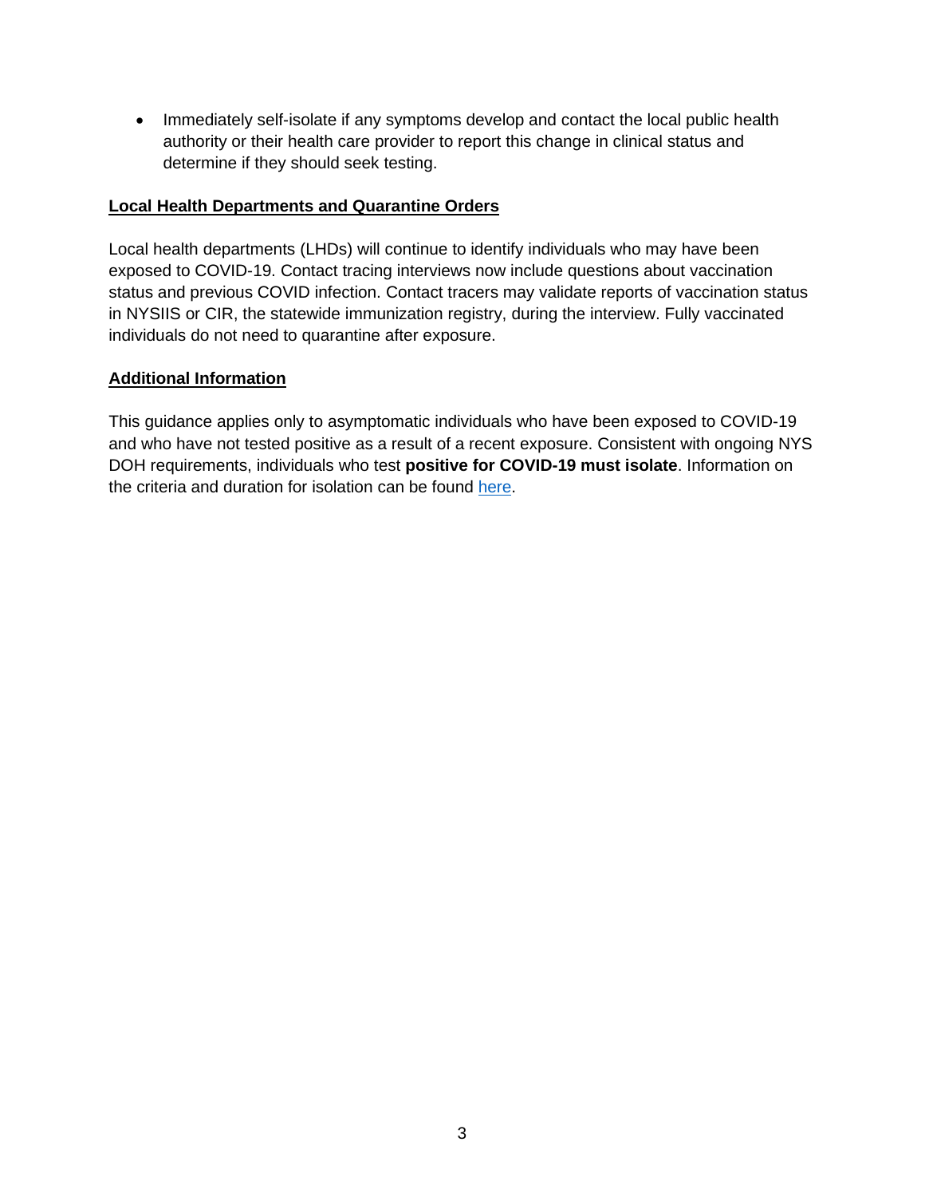- Immediately self-isolate if any symptoms develop and contact the local public health authority or their health care provider to report this change in clinical status and determine if they should seek testing.

## Local Health Departments and Quarantine Orders

Local health departments (LHDs) will continue to identify individuals who may have been exposed to COVID-19. Contact tracing interviews now include questions about vaccination status and previous COVID infection. Contact tracers may validate reports of vaccination status in NYSIIS or CIR, the statewide immunization registry, during the interview. Fully vaccinated individuals do not need to quarantine after exposure.

## Additional Information

This guidance applies only to asymptomatic individuals who have been exposed to COVID-19 and who have not tested positive as a result of a recent exposure. Consistent with ongoing NYS DOH requirements, individuals who test **positive for COVID-19 must isolate**. Information on the criteria and duration for isolation can be found here.